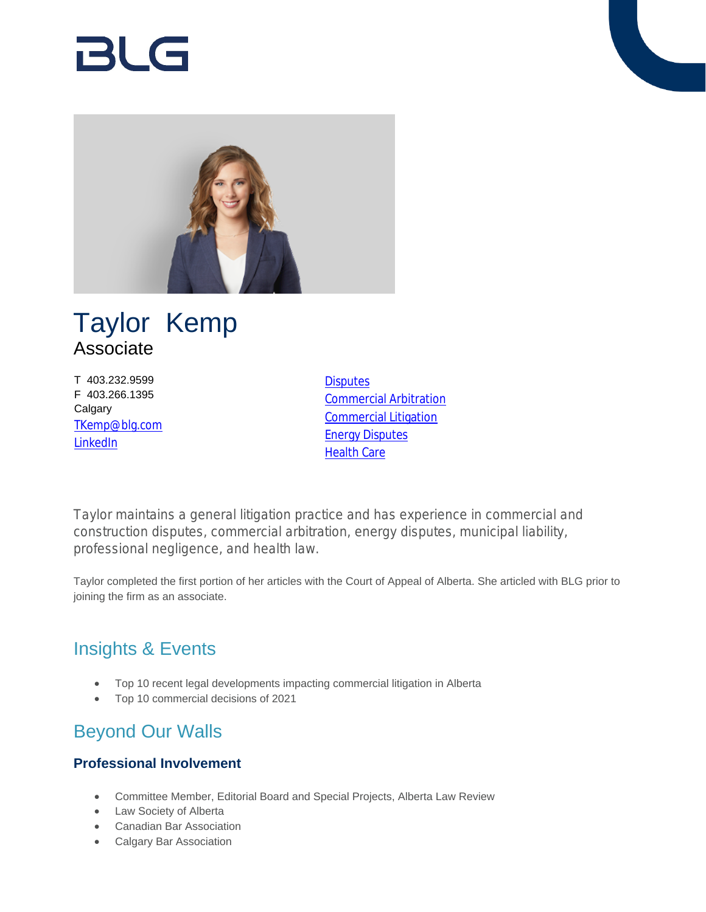BLG

# Taylor Kemp

Associate

T 403.232.9599
F 403.266.1395
Calgary
TKemp@blg.com
LinkedIn

Disputes
Commercial Arbitration
Commercial Litigation
Energy Disputes
Health Care

Taylor maintains a general litigation practice and has experience in commercial and construction disputes, commercial arbitration, energy disputes, municipal liability, professional negligence, and health law.

Taylor completed the first portion of her articles with the Court of Appeal of Alberta. She articled with BLG prior to joining the firm as an associate.

## Insights & Events

- Top 10 recent legal developments impacting commercial litigation in Alberta
- Top 10 commercial decisions of 2021

## Beyond Our Walls

### Professional Involvement

- Committee Member, Editorial Board and Special Projects, Alberta Law Review
- Law Society of Alberta
- Canadian Bar Association
- Calgary Bar Association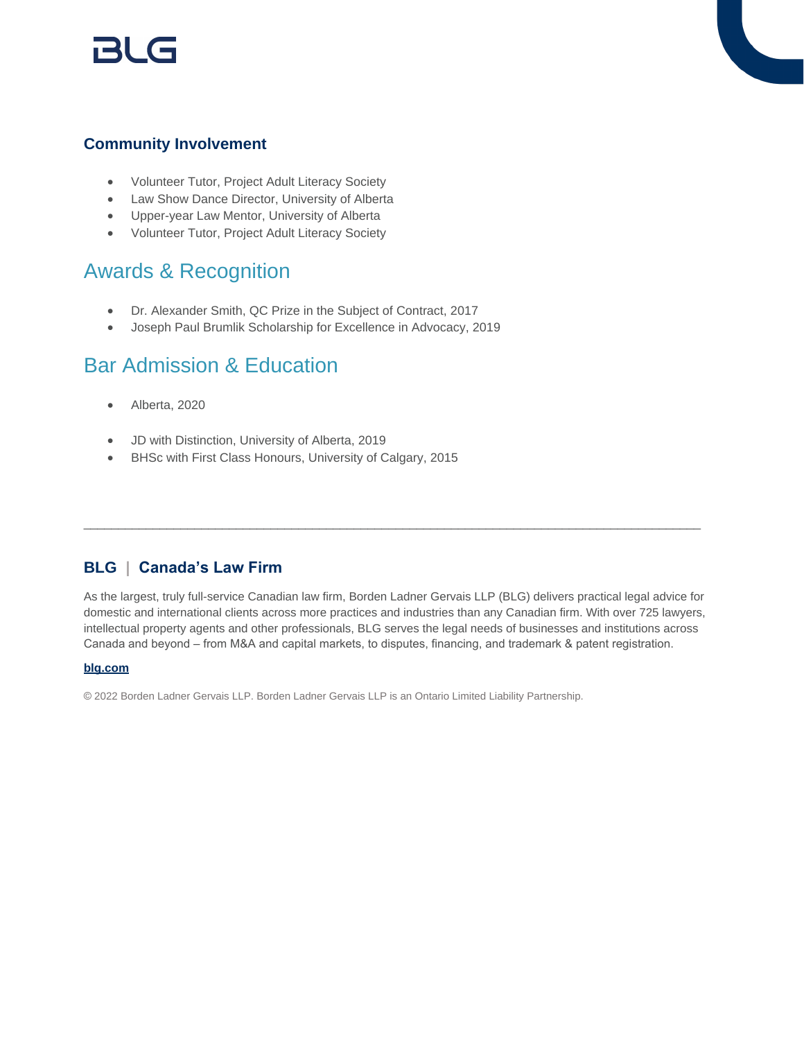### Community Involvement

- Volunteer Tutor, Project Adult Literacy Society
- Law Show Dance Director, University of Alberta
- Upper-year Law Mentor, University of Alberta
- Volunteer Tutor, Project Adult Literacy Society

## Awards & Recognition

- Dr. Alexander Smith, QC Prize in the Subject of Contract, 2017
- Joseph Paul Brumlik Scholarship for Excellence in Advocacy, 2019

## Bar Admission & Education

- Alberta, 2020

- JD with Distinction, University of Alberta, 2019
- BHSc with First Class Honours, University of Calgary, 2015

---

### BLG | Canada's Law Firm

As the largest, truly full-service Canadian law firm, Borden Ladner Gervais LLP (BLG) delivers practical legal advice for domestic and international clients across more practices and industries than any Canadian firm. With over 725 lawyers, intellectual property agents and other professionals, BLG serves the legal needs of businesses and institutions across Canada and beyond – from M&A and capital markets, to disputes, financing, and trademark & patent registration.

**blg.com**

© 2022 Borden Ladner Gervais LLP. Borden Ladner Gervais LLP is an Ontario Limited Liability Partnership.